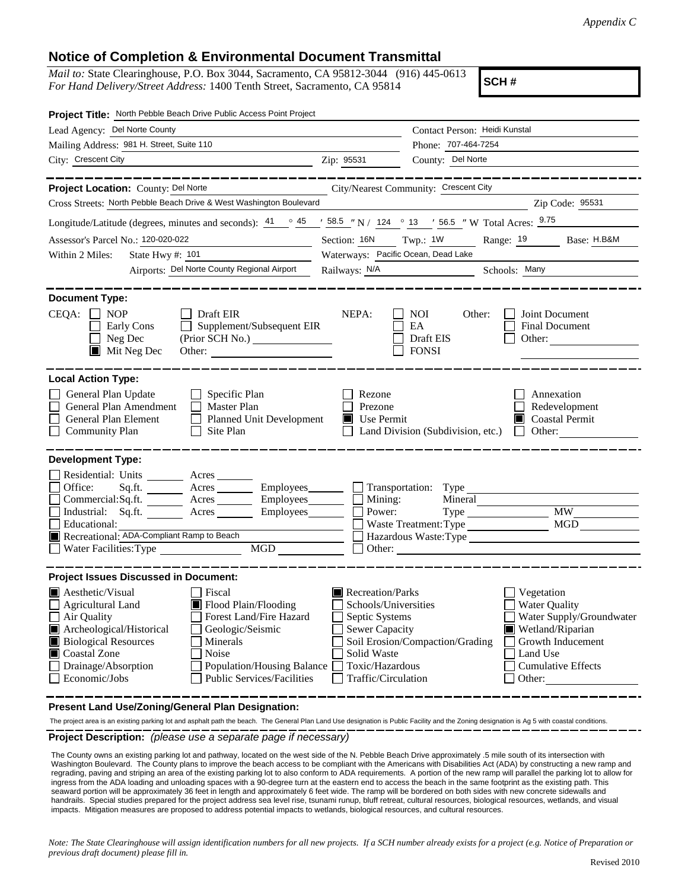*Appendix C*

# Notice of Completion & Environmental Document Transmittal

*Mail to:* State Clearinghouse, P.O. Box 3044, Sacramento, CA 95812-3044 (916) 445-0613
*For Hand Delivery/Street Address:* 1400 Tenth Street, Sacramento, CA 95814

**SCH #**

**Project Title:** North Pebble Beach Drive Public Access Point Project

Lead Agency: Del Norte County
Contact Person: Heidi Kunstal
Mailing Address: 981 H. Street, Suite 110
Phone: 707-464-7254
City: Crescent City
Zip: 95531
County: Del Norte

**Project Location:** County: Del Norte
City/Nearest Community: Crescent City
Cross Streets: North Pebble Beach Drive & West Washington Boulevard
Zip Code: 95531
Longitude/Latitude (degrees, minutes and seconds): 41 ° 45 ′ 58.5 ″ N / 124 ° 13 ′ 56.5 ″ W Total Acres: 9.75
Assessor's Parcel No.: 120-020-022
Section: 16N Twp.: 1W Range: 19 Base: H.B&M
Within 2 Miles: State Hwy #: 101
Waterways: Pacific Ocean, Dead Lake
Airports: Del Norte County Regional Airport
Railways: N/A
Schools: Many

**Document Type:**

CEQA:
- [ ] NOP
- [ ] Early Cons
- [ ] Neg Dec
- [x] Mit Neg Dec
- [ ] Draft EIR
- [ ] Supplement/Subsequent EIR (Prior SCH No.)
- [ ] Other:

NEPA:
- [ ] NOI
- [ ] EA
- [ ] Draft EIS
- [ ] FONSI

Other:
- [ ] Joint Document
- [ ] Final Document
- [ ] Other:

**Local Action Type:**

- [ ] General Plan Update
- [ ] General Plan Amendment
- [ ] General Plan Element
- [ ] Community Plan
- [ ] Specific Plan
- [ ] Master Plan
- [ ] Planned Unit Development
- [ ] Site Plan
- [ ] Rezone
- [ ] Prezone
- [x] Use Permit
- [ ] Land Division (Subdivision, etc.)
- [ ] Annexation
- [ ] Redevelopment
- [x] Coastal Permit
- [ ] Other:

**Development Type:**

- [ ] Residential: Units ___ Acres ___
- [ ] Office: Sq.ft. ___ Acres ___ Employees ___
- [ ] Commercial: Sq.ft. ___ Acres ___ Employees ___
- [ ] Industrial: Sq.ft. ___ Acres ___ Employees ___
- [ ] Educational:
- [x] Recreational: ADA-Compliant Ramp to Beach
- [ ] Water Facilities: Type ___ MGD ___
- [ ] Transportation: Type
- [ ] Mining: Mineral
- [ ] Power: Type ___ MW ___
- [ ] Waste Treatment: Type ___ MGD ___
- [ ] Hazardous Waste: Type
- [ ] Other:

**Project Issues Discussed in Document:**

- [x] Aesthetic/Visual
- [ ] Agricultural Land
- [ ] Air Quality
- [x] Archeological/Historical
- [x] Biological Resources
- [x] Coastal Zone
- [ ] Drainage/Absorption
- [ ] Economic/Jobs
- [ ] Fiscal
- [x] Flood Plain/Flooding
- [ ] Forest Land/Fire Hazard
- [ ] Geologic/Seismic
- [ ] Minerals
- [ ] Noise
- [ ] Population/Housing Balance
- [ ] Public Services/Facilities
- [x] Recreation/Parks
- [ ] Schools/Universities
- [ ] Septic Systems
- [ ] Sewer Capacity
- [ ] Soil Erosion/Compaction/Grading
- [ ] Solid Waste
- [ ] Toxic/Hazardous
- [ ] Traffic/Circulation
- [ ] Vegetation
- [ ] Water Quality
- [ ] Water Supply/Groundwater
- [x] Wetland/Riparian
- [ ] Growth Inducement
- [ ] Land Use
- [ ] Cumulative Effects
- [ ] Other:

**Present Land Use/Zoning/General Plan Designation:**

The project area is an existing parking lot and asphalt path the beach. The General Plan Land Use designation is Public Facility and the Zoning designation is Ag 5 with coastal conditions.

**Project Description:** *(please use a separate page if necessary)*

The County owns an existing parking lot and pathway, located on the west side of the N. Pebble Beach Drive approximately .5 mile south of its intersection with Washington Boulevard. The County plans to improve the beach access to be compliant with the Americans with Disabilities Act (ADA) by constructing a new ramp and regrading, paving and striping an area of the existing parking lot to also conform to ADA requirements. A portion of the new ramp will parallel the parking lot to allow for ingress from the ADA loading and unloading spaces with a 90-degree turn at the eastern end to access the beach in the same footprint as the existing path. This seaward portion will be approximately 36 feet in length and approximately 6 feet wide. The ramp will be bordered on both sides with new concrete sidewalls and handrails. Special studies prepared for the project address sea level rise, tsunami runup, bluff retreat, cultural resources, biological resources, wetlands, and visual impacts. Mitigation measures are proposed to address potential impacts to wetlands, biological resources, and cultural resources.

*Note: The State Clearinghouse will assign identification numbers for all new projects. If a SCH number already exists for a project (e.g. Notice of Preparation or previous draft document) please fill in.*

Revised 2010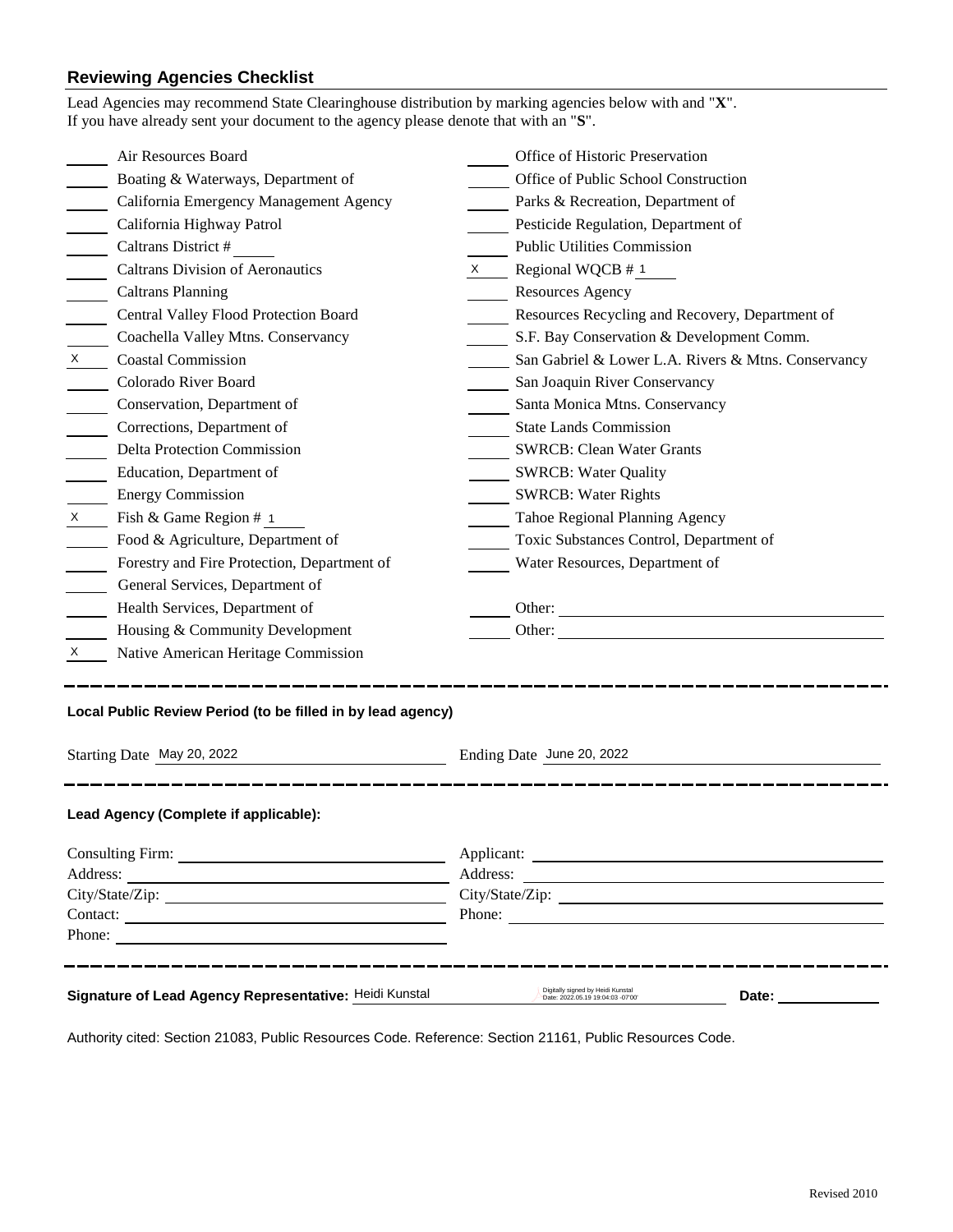## Reviewing Agencies Checklist

Lead Agencies may recommend State Clearinghouse distribution by marking agencies below with and "**X**".
If you have already sent your document to the agency please denote that with an "**S**".

| | | | |
|---|---|---|---|
| ____ | Air Resources Board | ____ | Office of Historic Preservation |
| ____ | Boating & Waterways, Department of | ____ | Office of Public School Construction |
| ____ | California Emergency Management Agency | ____ | Parks & Recreation, Department of |
| ____ | California Highway Patrol | ____ | Pesticide Regulation, Department of |
| ____ | Caltrans District # ____ | ____ | Public Utilities Commission |
| ____ | Caltrans Division of Aeronautics | X | Regional WQCB # 1 |
| ____ | Caltrans Planning | ____ | Resources Agency |
| ____ | Central Valley Flood Protection Board | ____ | Resources Recycling and Recovery, Department of |
| ____ | Coachella Valley Mtns. Conservancy | ____ | S.F. Bay Conservation & Development Comm. |
| X | Coastal Commission | ____ | San Gabriel & Lower L.A. Rivers & Mtns. Conservancy |
| ____ | Colorado River Board | ____ | San Joaquin River Conservancy |
| ____ | Conservation, Department of | ____ | Santa Monica Mtns. Conservancy |
| ____ | Corrections, Department of | ____ | State Lands Commission |
| ____ | Delta Protection Commission | ____ | SWRCB: Clean Water Grants |
| ____ | Education, Department of | ____ | SWRCB: Water Quality |
| ____ | Energy Commission | ____ | SWRCB: Water Rights |
| X | Fish & Game Region # 1 | ____ | Tahoe Regional Planning Agency |
| ____ | Food & Agriculture, Department of | ____ | Toxic Substances Control, Department of |
| ____ | Forestry and Fire Protection, Department of | ____ | Water Resources, Department of |
| ____ | General Services, Department of | | |
| ____ | Health Services, Department of | ____ | Other: ____ |
| ____ | Housing & Community Development | ____ | Other: ____ |
| X | Native American Heritage Commission | | |

---

**Local Public Review Period (to be filled in by lead agency)**

Starting Date May 20, 2022 Ending Date June 20, 2022

---

**Lead Agency (Complete if applicable):**

Consulting Firm: ____ Applicant: ____
Address: ____ Address: ____
City/State/Zip: ____ City/State/Zip: ____
Contact: ____ Phone: ____
Phone: ____

---

**Signature of Lead Agency Representative:** Heidi Kunstal Digitally signed by Heidi Kunstal Date: 2022.05.19 19:04:03 -07'00' **Date:** ____

Authority cited: Section 21083, Public Resources Code. Reference: Section 21161, Public Resources Code.

Revised 2010